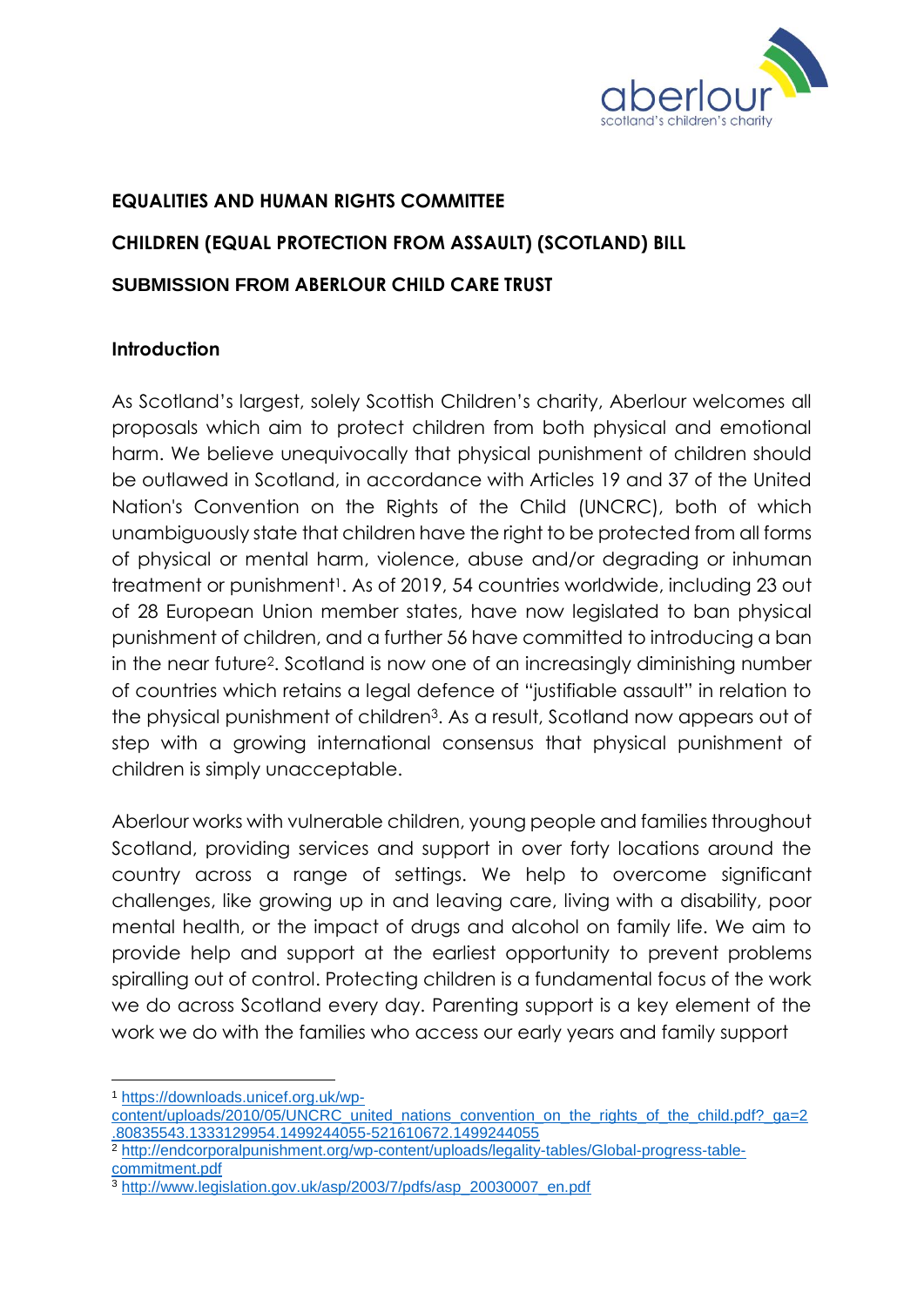**EQUALITIES AND HUMAN RIGHTS COMMITTEE**

**CHILDREN (EQUAL PROTECTION FROM ASSAULT) (SCOTLAND) BILL**

**SUBMISSION FROM ABERLOUR CHILD CARE TRUST**

## Introduction

As Scotland's largest, solely Scottish Children's charity, Aberlour welcomes all proposals which aim to protect children from both physical and emotional harm. We believe unequivocally that physical punishment of children should be outlawed in Scotland, in accordance with Articles 19 and 37 of the United Nation's Convention on the Rights of the Child (UNCRC), both of which unambiguously state that children have the right to be protected from all forms of physical or mental harm, violence, abuse and/or degrading or inhuman treatment or punishment[1]. As of 2019, 54 countries worldwide, including 23 out of 28 European Union member states, have now legislated to ban physical punishment of children, and a further 56 have committed to introducing a ban in the near future[2]. Scotland is now one of an increasingly diminishing number of countries which retains a legal defence of "justifiable assault" in relation to the physical punishment of children[3]. As a result, Scotland now appears out of step with a growing international consensus that physical punishment of children is simply unacceptable.

Aberlour works with vulnerable children, young people and families throughout Scotland, providing services and support in over forty locations around the country across a range of settings. We help to overcome significant challenges, like growing up in and leaving care, living with a disability, poor mental health, or the impact of drugs and alcohol on family life. We aim to provide help and support at the earliest opportunity to prevent problems spiralling out of control. Protecting children is a fundamental focus of the work we do across Scotland every day. Parenting support is a key element of the work we do with the families who access our early years and family support

---

[1] https://downloads.unicef.org.uk/wp-content/uploads/2010/05/UNCRC_united_nations_convention_on_the_rights_of_the_child.pdf?_ga=2.80835543.1333129954.1499244055-521610672.1499244055

[2] http://endcorporalpunishment.org/wp-content/uploads/legality-tables/Global-progress-table-commitment.pdf

[3] http://www.legislation.gov.uk/asp/2003/7/pdfs/asp_20030007_en.pdf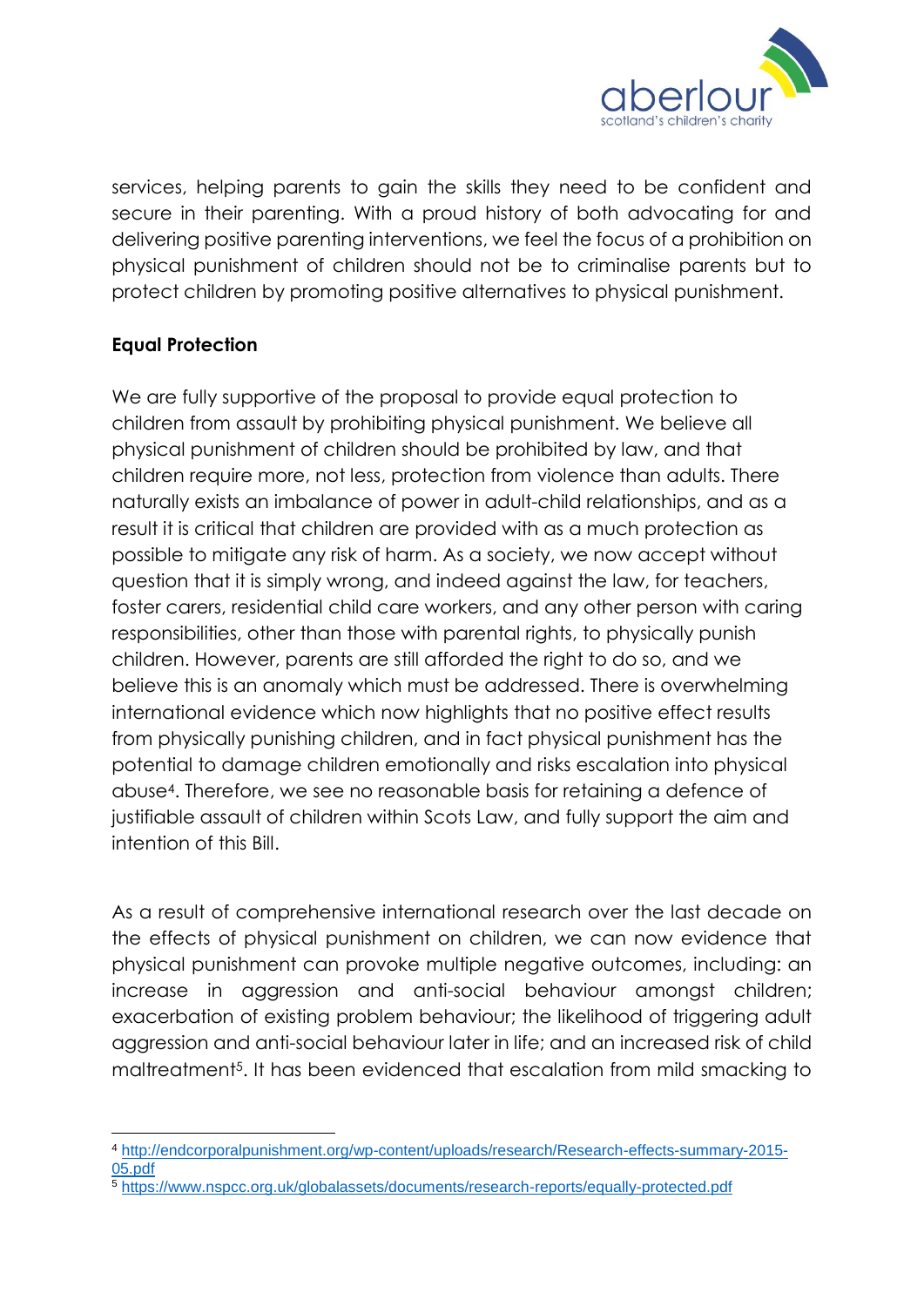services, helping parents to gain the skills they need to be confident and secure in their parenting. With a proud history of both advocating for and delivering positive parenting interventions, we feel the focus of a prohibition on physical punishment of children should not be to criminalise parents but to protect children by promoting positive alternatives to physical punishment.

**Equal Protection**

We are fully supportive of the proposal to provide equal protection to children from assault by prohibiting physical punishment. We believe all physical punishment of children should be prohibited by law, and that children require more, not less, protection from violence than adults. There naturally exists an imbalance of power in adult-child relationships, and as a result it is critical that children are provided with as a much protection as possible to mitigate any risk of harm. As a society, we now accept without question that it is simply wrong, and indeed against the law, for teachers, foster carers, residential child care workers, and any other person with caring responsibilities, other than those with parental rights, to physically punish children. However, parents are still afforded the right to do so, and we believe this is an anomaly which must be addressed. There is overwhelming international evidence which now highlights that no positive effect results from physically punishing children, and in fact physical punishment has the potential to damage children emotionally and risks escalation into physical abuse[4]. Therefore, we see no reasonable basis for retaining a defence of justifiable assault of children within Scots Law, and fully support the aim and intention of this Bill.

As a result of comprehensive international research over the last decade on the effects of physical punishment on children, we can now evidence that physical punishment can provoke multiple negative outcomes, including: an increase in aggression and anti-social behaviour amongst children; exacerbation of existing problem behaviour; the likelihood of triggering adult aggression and anti-social behaviour later in life; and an increased risk of child maltreatment[5]. It has been evidenced that escalation from mild smacking to

[4] http://endcorporalpunishment.org/wp-content/uploads/research/Research-effects-summary-2015-05.pdf

[5] https://www.nspcc.org.uk/globalassets/documents/research-reports/equally-protected.pdf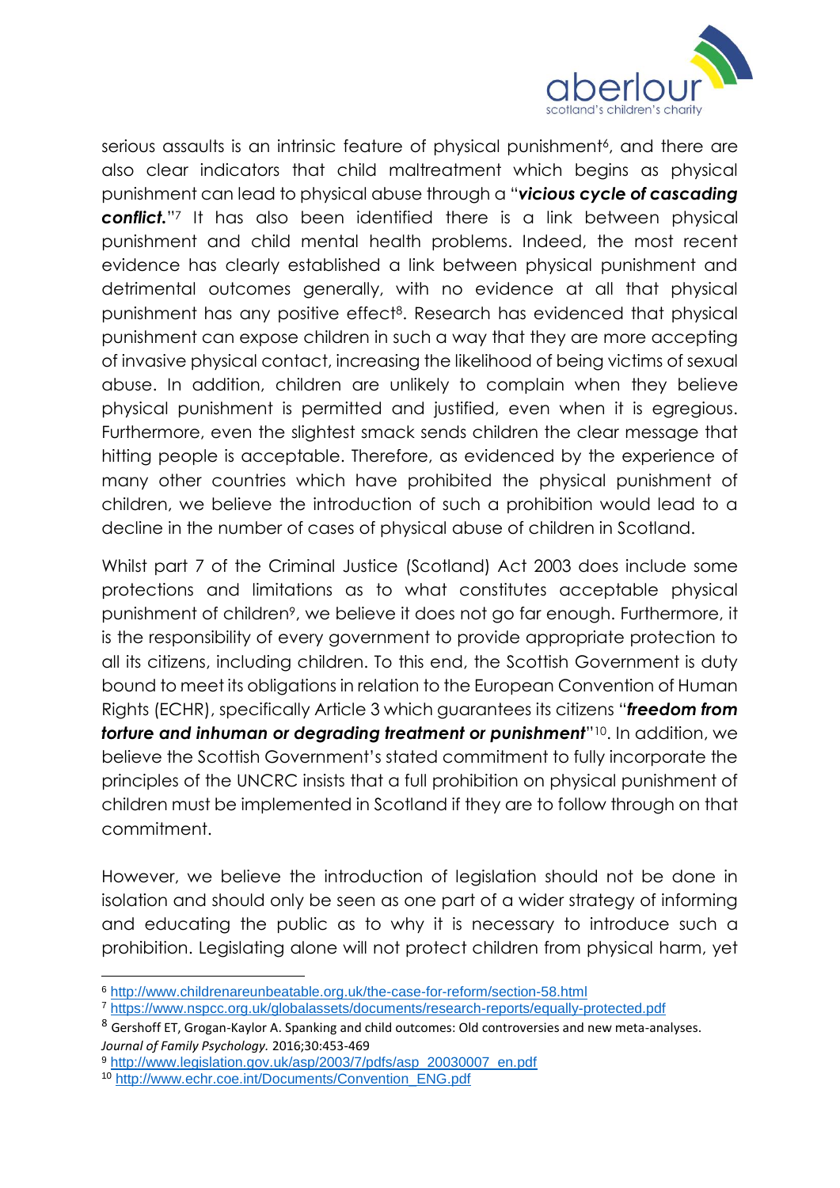serious assaults is an intrinsic feature of physical punishment[6], and there are also clear indicators that child maltreatment which begins as physical punishment can lead to physical abuse through a "***vicious cycle of cascading conflict.***"[7] It has also been identified there is a link between physical punishment and child mental health problems. Indeed, the most recent evidence has clearly established a link between physical punishment and detrimental outcomes generally, with no evidence at all that physical punishment has any positive effect[8]. Research has evidenced that physical punishment can expose children in such a way that they are more accepting of invasive physical contact, increasing the likelihood of being victims of sexual abuse. In addition, children are unlikely to complain when they believe physical punishment is permitted and justified, even when it is egregious. Furthermore, even the slightest smack sends children the clear message that hitting people is acceptable. Therefore, as evidenced by the experience of many other countries which have prohibited the physical punishment of children, we believe the introduction of such a prohibition would lead to a decline in the number of cases of physical abuse of children in Scotland.

Whilst part 7 of the Criminal Justice (Scotland) Act 2003 does include some protections and limitations as to what constitutes acceptable physical punishment of children[9], we believe it does not go far enough. Furthermore, it is the responsibility of every government to provide appropriate protection to all its citizens, including children. To this end, the Scottish Government is duty bound to meet its obligations in relation to the European Convention of Human Rights (ECHR), specifically Article 3 which guarantees its citizens "***freedom from torture and inhuman or degrading treatment or punishment***"[10]. In addition, we believe the Scottish Government's stated commitment to fully incorporate the principles of the UNCRC insists that a full prohibition on physical punishment of children must be implemented in Scotland if they are to follow through on that commitment.

However, we believe the introduction of legislation should not be done in isolation and should only be seen as one part of a wider strategy of informing and educating the public as to why it is necessary to introduce such a prohibition. Legislating alone will not protect children from physical harm, yet

---

[6] http://www.childrenareunbeatable.org.uk/the-case-for-reform/section-58.html

[7] https://www.nspcc.org.uk/globalassets/documents/research-reports/equally-protected.pdf

[8] Gershoff ET, Grogan-Kaylor A. Spanking and child outcomes: Old controversies and new meta-analyses. *Journal of Family Psychology.* 2016;30:453-469

[9] http://www.legislation.gov.uk/asp/2003/7/pdfs/asp_20030007_en.pdf

[10] http://www.echr.coe.int/Documents/Convention_ENG.pdf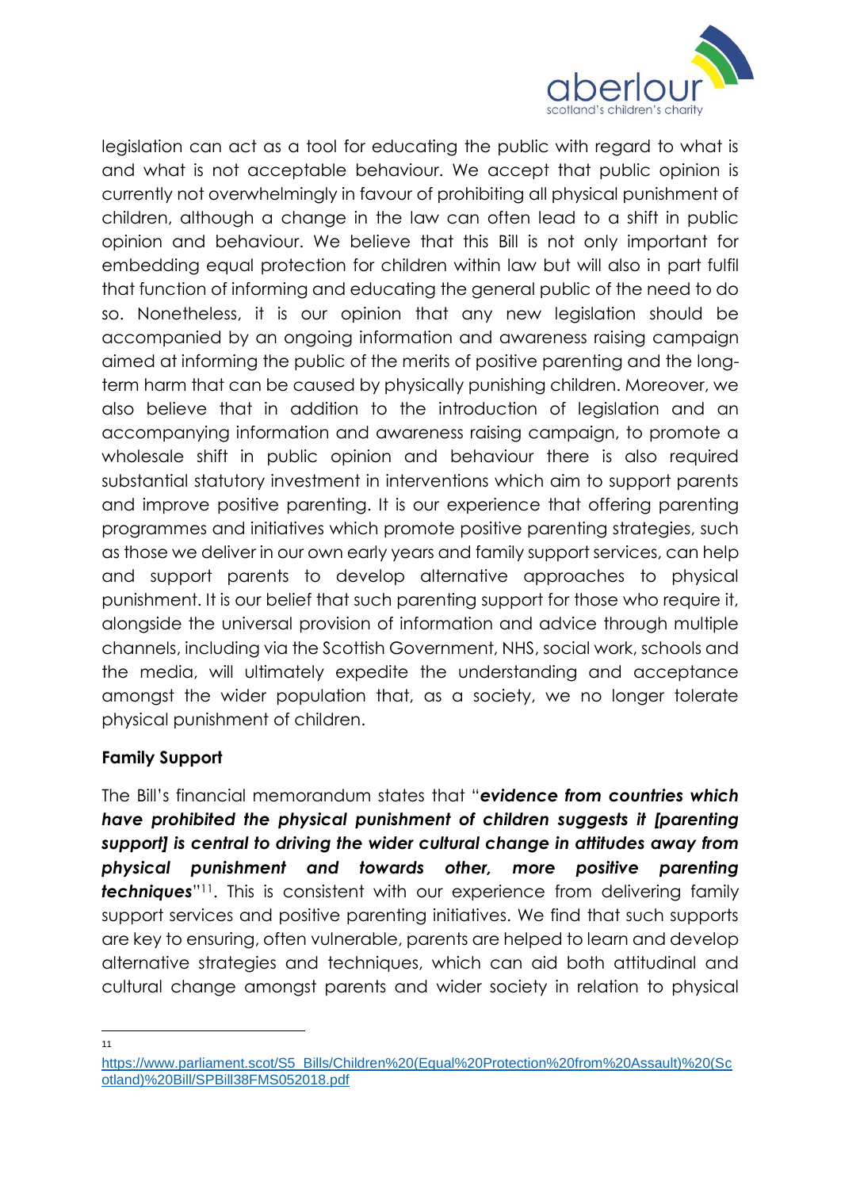legislation can act as a tool for educating the public with regard to what is and what is not acceptable behaviour. We accept that public opinion is currently not overwhelmingly in favour of prohibiting all physical punishment of children, although a change in the law can often lead to a shift in public opinion and behaviour. We believe that this Bill is not only important for embedding equal protection for children within law but will also in part fulfil that function of informing and educating the general public of the need to do so. Nonetheless, it is our opinion that any new legislation should be accompanied by an ongoing information and awareness raising campaign aimed at informing the public of the merits of positive parenting and the long-term harm that can be caused by physically punishing children. Moreover, we also believe that in addition to the introduction of legislation and an accompanying information and awareness raising campaign, to promote a wholesale shift in public opinion and behaviour there is also required substantial statutory investment in interventions which aim to support parents and improve positive parenting. It is our experience that offering parenting programmes and initiatives which promote positive parenting strategies, such as those we deliver in our own early years and family support services, can help and support parents to develop alternative approaches to physical punishment. It is our belief that such parenting support for those who require it, alongside the universal provision of information and advice through multiple channels, including via the Scottish Government, NHS, social work, schools and the media, will ultimately expedite the understanding and acceptance amongst the wider population that, as a society, we no longer tolerate physical punishment of children.

**Family Support**

The Bill's financial memorandum states that "***evidence from countries which have prohibited the physical punishment of children suggests it [parenting support] is central to driving the wider cultural change in attitudes away from physical punishment and towards other, more positive parenting techniques***"[11]. This is consistent with our experience from delivering family support services and positive parenting initiatives. We find that such supports are key to ensuring, often vulnerable, parents are helped to learn and develop alternative strategies and techniques, which can aid both attitudinal and cultural change amongst parents and wider society in relation to physical

---

[11] https://www.parliament.scot/S5_Bills/Children%20(Equal%20Protection%20from%20Assault)%20(Scotland)%20Bill/SPBill38FMS052018.pdf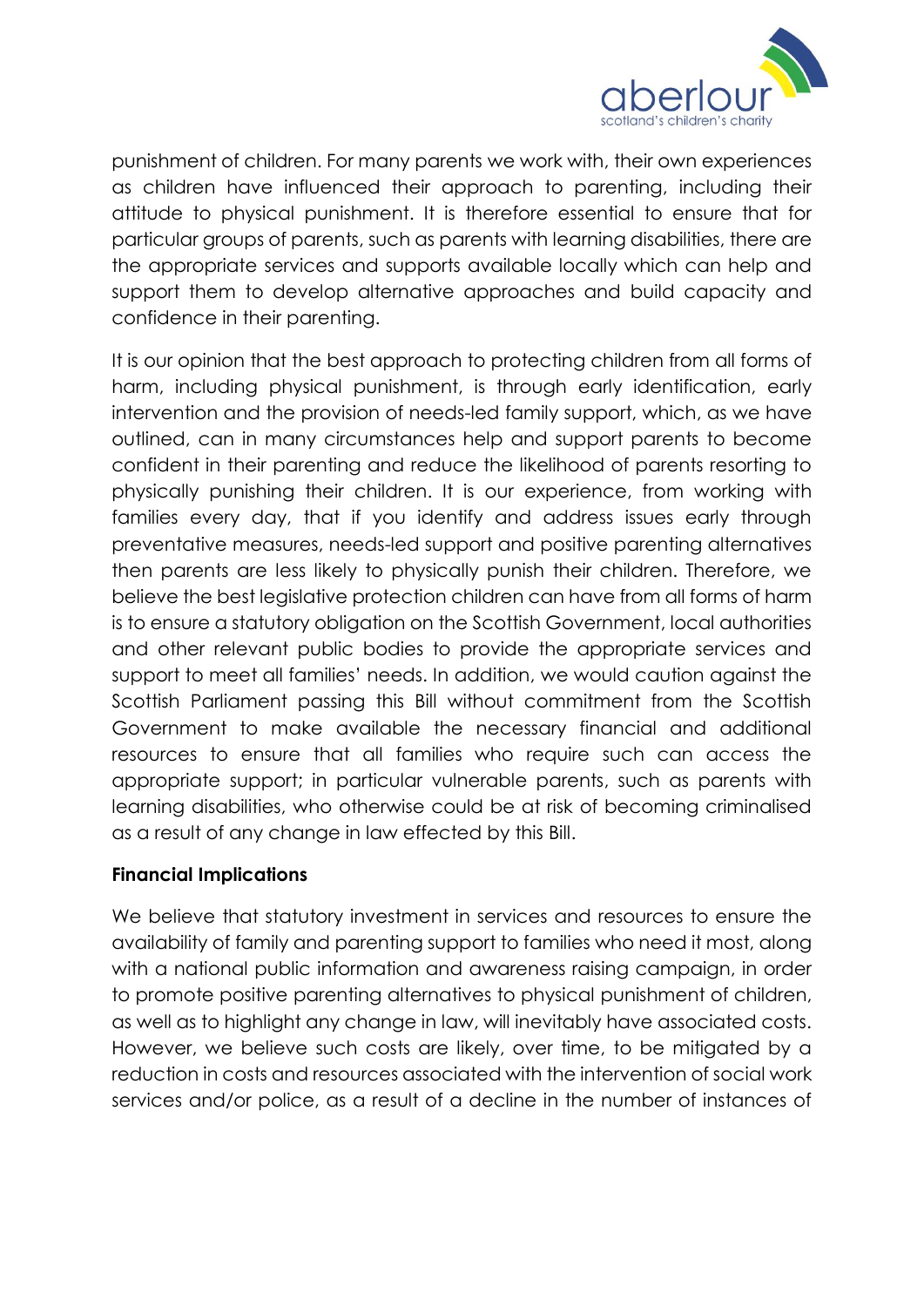punishment of children. For many parents we work with, their own experiences as children have influenced their approach to parenting, including their attitude to physical punishment. It is therefore essential to ensure that for particular groups of parents, such as parents with learning disabilities, there are the appropriate services and supports available locally which can help and support them to develop alternative approaches and build capacity and confidence in their parenting.

It is our opinion that the best approach to protecting children from all forms of harm, including physical punishment, is through early identification, early intervention and the provision of needs-led family support, which, as we have outlined, can in many circumstances help and support parents to become confident in their parenting and reduce the likelihood of parents resorting to physically punishing their children. It is our experience, from working with families every day, that if you identify and address issues early through preventative measures, needs-led support and positive parenting alternatives then parents are less likely to physically punish their children. Therefore, we believe the best legislative protection children can have from all forms of harm is to ensure a statutory obligation on the Scottish Government, local authorities and other relevant public bodies to provide the appropriate services and support to meet all families' needs. In addition, we would caution against the Scottish Parliament passing this Bill without commitment from the Scottish Government to make available the necessary financial and additional resources to ensure that all families who require such can access the appropriate support; in particular vulnerable parents, such as parents with learning disabilities, who otherwise could be at risk of becoming criminalised as a result of any change in law effected by this Bill.

**Financial Implications**

We believe that statutory investment in services and resources to ensure the availability of family and parenting support to families who need it most, along with a national public information and awareness raising campaign, in order to promote positive parenting alternatives to physical punishment of children, as well as to highlight any change in law, will inevitably have associated costs. However, we believe such costs are likely, over time, to be mitigated by a reduction in costs and resources associated with the intervention of social work services and/or police, as a result of a decline in the number of instances of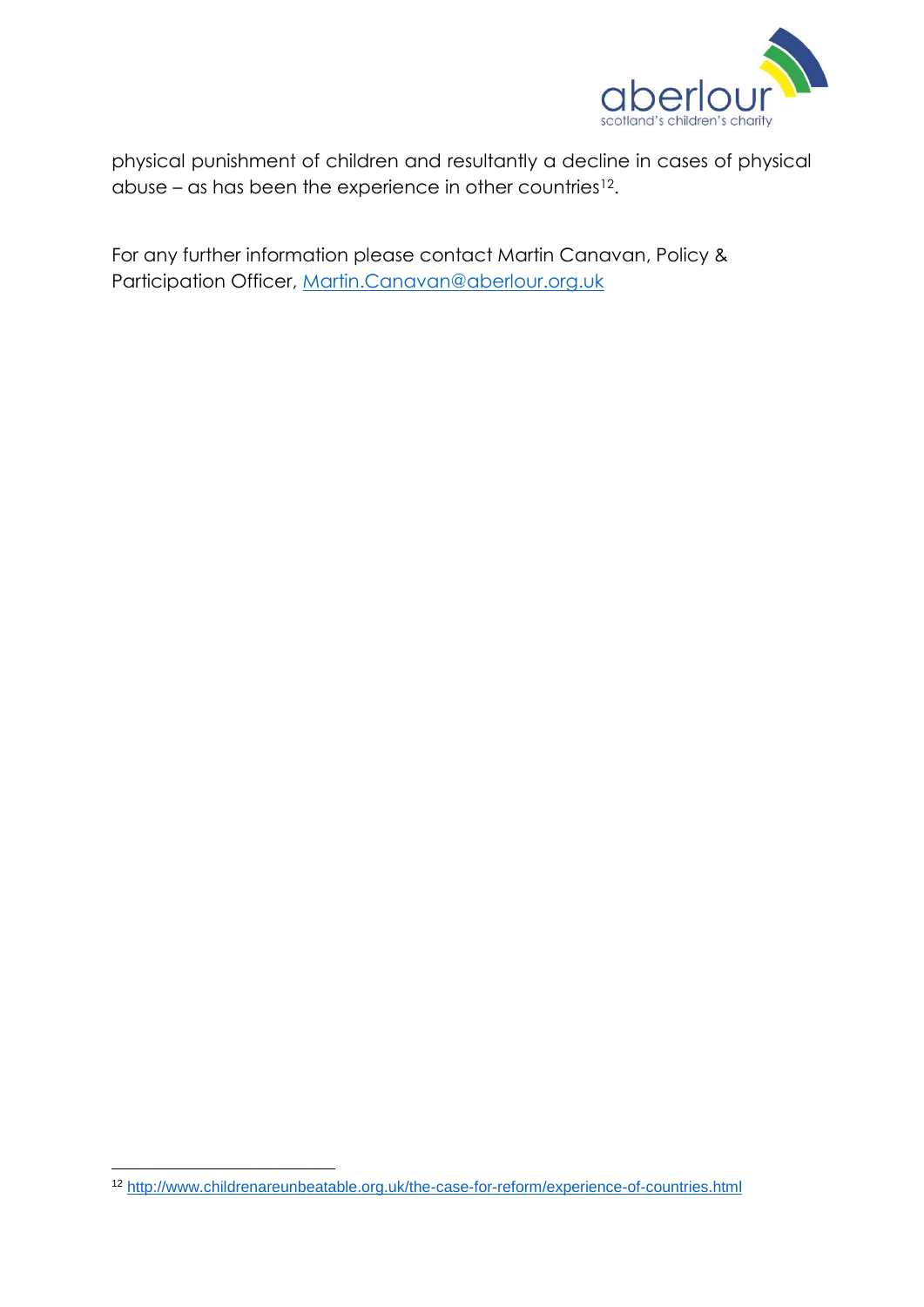physical punishment of children and resultantly a decline in cases of physical abuse – as has been the experience in other countries[12].

For any further information please contact Martin Canavan, Policy & Participation Officer, Martin.Canavan@aberlour.org.uk

[12] http://www.childrenareunbeatable.org.uk/the-case-for-reform/experience-of-countries.html